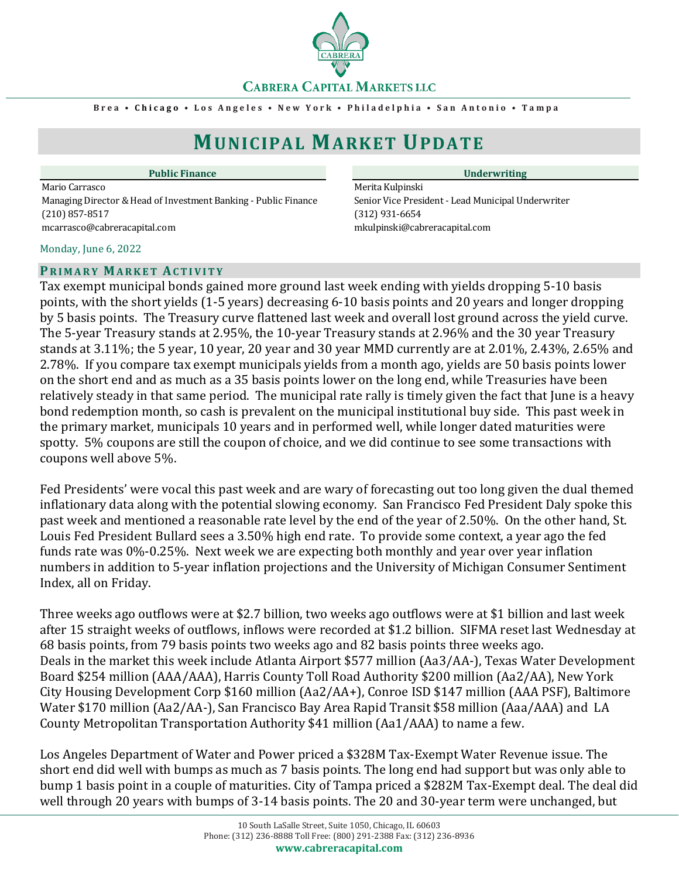**CABRERA CAPITAL MARKETS LLC**

Brea • Chicago • Los Angeles • New York • Philadelphia • San Antonio • Tampa

# MUNICIPAL MARKET UPDATE

| Public Finance | Underwriting |
| --- | --- |
| Mario Carrasco | Merita Kulpinski |
| Managing Director & Head of Investment Banking - Public Finance | Senior Vice President - Lead Municipal Underwriter |
| (210) 857-8517 | (312) 931-6654 |
| mcarrasco@cabreracapital.com | mkulpinski@cabreracapital.com |

Monday, June 6, 2022

## PRIMARY MARKET ACTIVITY

Tax exempt municipal bonds gained more ground last week ending with yields dropping 5-10 basis points, with the short yields (1-5 years) decreasing 6-10 basis points and 20 years and longer dropping by 5 basis points. The Treasury curve flattened last week and overall lost ground across the yield curve. The 5-year Treasury stands at 2.95%, the 10-year Treasury stands at 2.96% and the 30 year Treasury stands at 3.11%; the 5 year, 10 year, 20 year and 30 year MMD currently are at 2.01%, 2.43%, 2.65% and 2.78%. If you compare tax exempt municipals yields from a month ago, yields are 50 basis points lower on the short end and as much as a 35 basis points lower on the long end, while Treasuries have been relatively steady in that same period. The municipal rate rally is timely given the fact that June is a heavy bond redemption month, so cash is prevalent on the municipal institutional buy side. This past week in the primary market, municipals 10 years and in performed well, while longer dated maturities were spotty. 5% coupons are still the coupon of choice, and we did continue to see some transactions with coupons well above 5%.

Fed Presidents' were vocal this past week and are wary of forecasting out too long given the dual themed inflationary data along with the potential slowing economy. San Francisco Fed President Daly spoke this past week and mentioned a reasonable rate level by the end of the year of 2.50%. On the other hand, St. Louis Fed President Bullard sees a 3.50% high end rate. To provide some context, a year ago the fed funds rate was 0%-0.25%. Next week we are expecting both monthly and year over year inflation numbers in addition to 5-year inflation projections and the University of Michigan Consumer Sentiment Index, all on Friday.

Three weeks ago outflows were at $2.7 billion, two weeks ago outflows were at $1 billion and last week after 15 straight weeks of outflows, inflows were recorded at $1.2 billion. SIFMA reset last Wednesday at 68 basis points, from 79 basis points two weeks ago and 82 basis points three weeks ago.
Deals in the market this week include Atlanta Airport $577 million (Aa3/AA-), Texas Water Development Board $254 million (AAA/AAA), Harris County Toll Road Authority $200 million (Aa2/AA), New York City Housing Development Corp $160 million (Aa2/AA+), Conroe ISD $147 million (AAA PSF), Baltimore Water $170 million (Aa2/AA-), San Francisco Bay Area Rapid Transit $58 million (Aaa/AAA) and LA County Metropolitan Transportation Authority $41 million (Aa1/AAA) to name a few.

Los Angeles Department of Water and Power priced a $328M Tax-Exempt Water Revenue issue. The short end did well with bumps as much as 7 basis points. The long end had support but was only able to bump 1 basis point in a couple of maturities. City of Tampa priced a $282M Tax-Exempt deal. The deal did well through 20 years with bumps of 3-14 basis points. The 20 and 30-year term were unchanged, but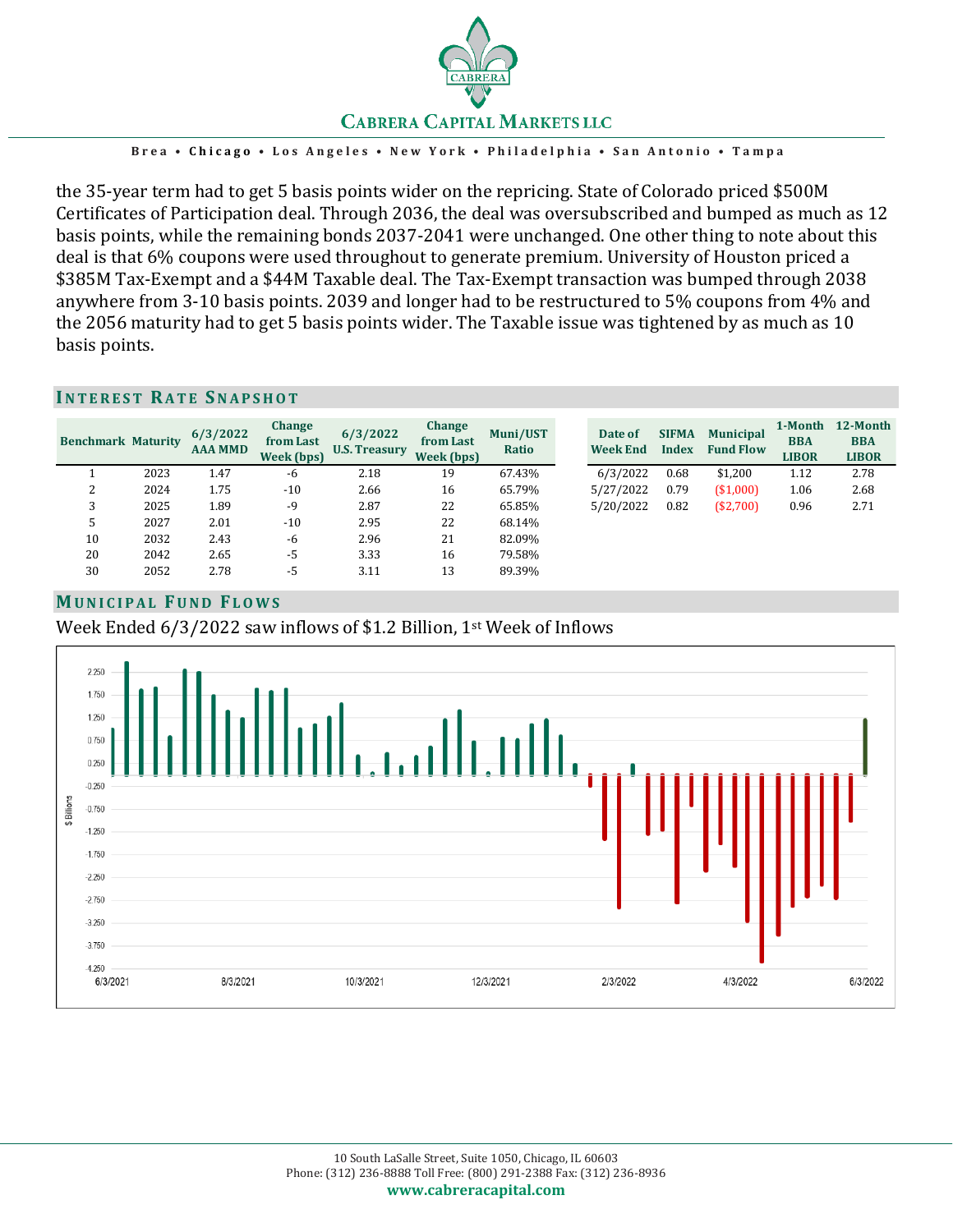the 35-year term had to get 5 basis points wider on the repricing. State of Colorado priced $500M Certificates of Participation deal. Through 2036, the deal was oversubscribed and bumped as much as 12 basis points, while the remaining bonds 2037-2041 were unchanged. One other thing to note about this deal is that 6% coupons were used throughout to generate premium. University of Houston priced a $385M Tax-Exempt and a $44M Taxable deal. The Tax-Exempt transaction was bumped through 2038 anywhere from 3-10 basis points. 2039 and longer had to be restructured to 5% coupons from 4% and the 2056 maturity had to get 5 basis points wider. The Taxable issue was tightened by as much as 10 basis points.

## Interest Rate Snapshot

| Benchmark | Maturity | 6/3/2022 AAA MMD | Change from Last Week (bps) | 6/3/2022 U.S. Treasury | Change from Last Week (bps) | Muni/UST Ratio |
|---|---|---|---|---|---|---|
| 1 | 2023 | 1.47 | -6 | 2.18 | 19 | 67.43% |
| 2 | 2024 | 1.75 | -10 | 2.66 | 16 | 65.79% |
| 3 | 2025 | 1.89 | -9 | 2.87 | 22 | 65.85% |
| 5 | 2027 | 2.01 | -10 | 2.95 | 22 | 68.14% |
| 10 | 2032 | 2.43 | -6 | 2.96 | 21 | 82.09% |
| 20 | 2042 | 2.65 | -5 | 3.33 | 16 | 79.58% |
| 30 | 2052 | 2.78 | -5 | 3.11 | 13 | 89.39% |

| Date of Week End | SIFMA Index | Municipal Fund Flow | 1-Month BBA LIBOR | 12-Month BBA LIBOR |
|---|---|---|---|---|
| 6/3/2022 | 0.68 | $1,200 | 1.12 | 2.78 |
| 5/27/2022 | 0.79 | ($1,000) | 1.06 | 2.68 |
| 5/20/2022 | 0.82 | ($2,700) | 0.96 | 2.71 |

## Municipal Fund Flows

Week Ended 6/3/2022 saw inflows of $1.2 Billion, 1st Week of Inflows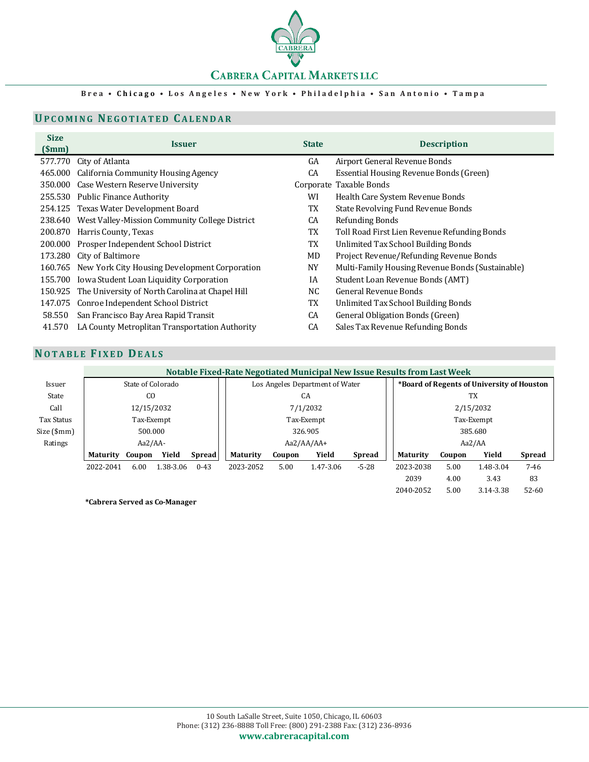# Cabrera Capital Markets LLC

**Brea • Chicago • Los Angeles • New York • Philadelphia • San Antonio • Tampa**

## Upcoming Negotiated Calendar

| Size ($mm) | Issuer | State | Description |
|---|---|---|---|
| 577.770 | City of Atlanta | GA | Airport General Revenue Bonds |
| 465.000 | California Community Housing Agency | CA | Essential Housing Revenue Bonds (Green) |
| 350.000 | Case Western Reserve University | Corporate | Taxable Bonds |
| 255.530 | Public Finance Authority | WI | Health Care System Revenue Bonds |
| 254.125 | Texas Water Development Board | TX | State Revolving Fund Revenue Bonds |
| 238.640 | West Valley-Mission Community College District | CA | Refunding Bonds |
| 200.870 | Harris County, Texas | TX | Toll Road First Lien Revenue Refunding Bonds |
| 200.000 | Prosper Independent School District | TX | Unlimited Tax School Building Bonds |
| 173.280 | City of Baltimore | MD | Project Revenue/Refunding Revenue Bonds |
| 160.765 | New York City Housing Development Corporation | NY | Multi-Family Housing Revenue Bonds (Sustainable) |
| 155.700 | Iowa Student Loan Liquidity Corporation | IA | Student Loan Revenue Bonds (AMT) |
| 150.925 | The University of North Carolina at Chapel Hill | NC | General Revenue Bonds |
| 147.075 | Conroe Independent School District | TX | Unlimited Tax School Building Bonds |
| 58.550 | San Francisco Bay Area Rapid Transit | CA | General Obligation Bonds (Green) |
| 41.570 | LA County Metroplitan Transportation Authority | CA | Sales Tax Revenue Refunding Bonds |

## Notable Fixed Deals

**Notable Fixed-Rate Negotiated Municipal New Issue Results from Last Week**

| | State of Colorado | | | | Los Angeles Department of Water | | | | **\*Board of Regents of University of Houston** | | | |
|---|---|---|---|---|---|---|---|---|---|---|---|---|
| State | CO | | | | CA | | | | TX | | | |
| Call | 12/15/2032 | | | | 7/1/2032 | | | | 2/15/2032 | | | |
| Tax Status | Tax-Exempt | | | | Tax-Exempt | | | | Tax-Exempt | | | |
| Size ($mm) | 500.000 | | | | 326.905 | | | | 385.680 | | | |
| Ratings | Aa2/AA- | | | | Aa2/AA/AA+ | | | | Aa2/AA | | | |
| | **Maturity** | **Coupon** | **Yield** | **Spread** | **Maturity** | **Coupon** | **Yield** | **Spread** | **Maturity** | **Coupon** | **Yield** | **Spread** |
| | 2022-2041 | 6.00 | 1.38-3.06 | 0-43 | 2023-2052 | 5.00 | 1.47-3.06 | -5-28 | 2023-2038 | 5.00 | 1.48-3.04 | 7-46 |
| | | | | | | | | | 2039 | 4.00 | 3.43 | 83 |
| | | | | | | | | | 2040-2052 | 5.00 | 3.14-3.38 | 52-60 |

**\*Cabrera Served as Co-Manager**

10 South LaSalle Street, Suite 1050, Chicago, IL 60603
Phone: (312) 236-8888 Toll Free: (800) 291-2388 Fax: (312) 236-8936
**www.cabreracapital.com**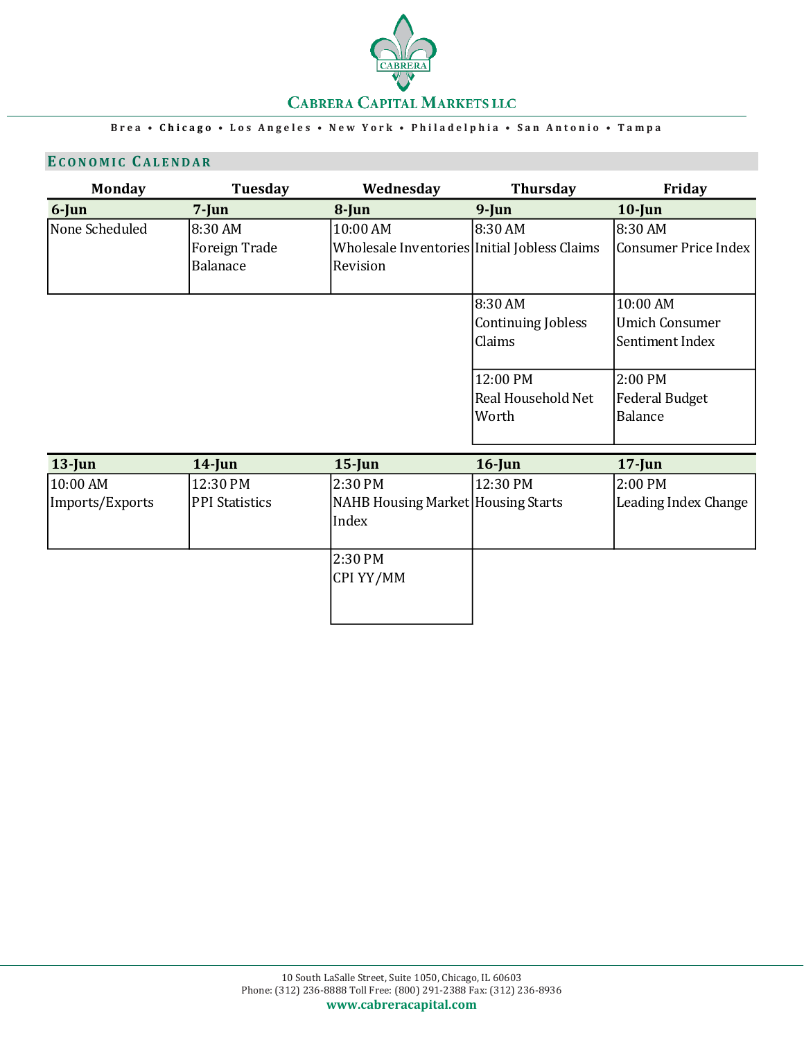CABRERA CAPITAL MARKETS LLC

Brea • Chicago • Los Angeles • New York • Philadelphia • San Antonio • Tampa

## ECONOMIC CALENDAR

| Monday | Tuesday | Wednesday | Thursday | Friday |
|---|---|---|---|---|
| **6-Jun** | **7-Jun** | **8-Jun** | **9-Jun** | **10-Jun** |
| None Scheduled | 8:30 AM Foreign Trade Balanace | 10:00 AM Wholesale Inventories Revision | 8:30 AM Initial Jobless Claims | 8:30 AM Consumer Price Index |
| | | | 8:30 AM Continuing Jobless Claims | 10:00 AM Umich Consumer Sentiment Index |
| | | | 12:00 PM Real Household Net Worth | 2:00 PM Federal Budget Balance |
| **13-Jun** | **14-Jun** | **15-Jun** | **16-Jun** | **17-Jun** |
| 10:00 AM Imports/Exports | 12:30 PM PPI Statistics | 2:30 PM NAHB Housing Market Index | 12:30 PM Housing Starts | 2:00 PM Leading Index Change |
| | | 2:30 PM CPI YY/MM | | |

10 South LaSalle Street, Suite 1050, Chicago, IL 60603
Phone: (312) 236-8888 Toll Free: (800) 291-2388 Fax: (312) 236-8936
www.cabreracapital.com